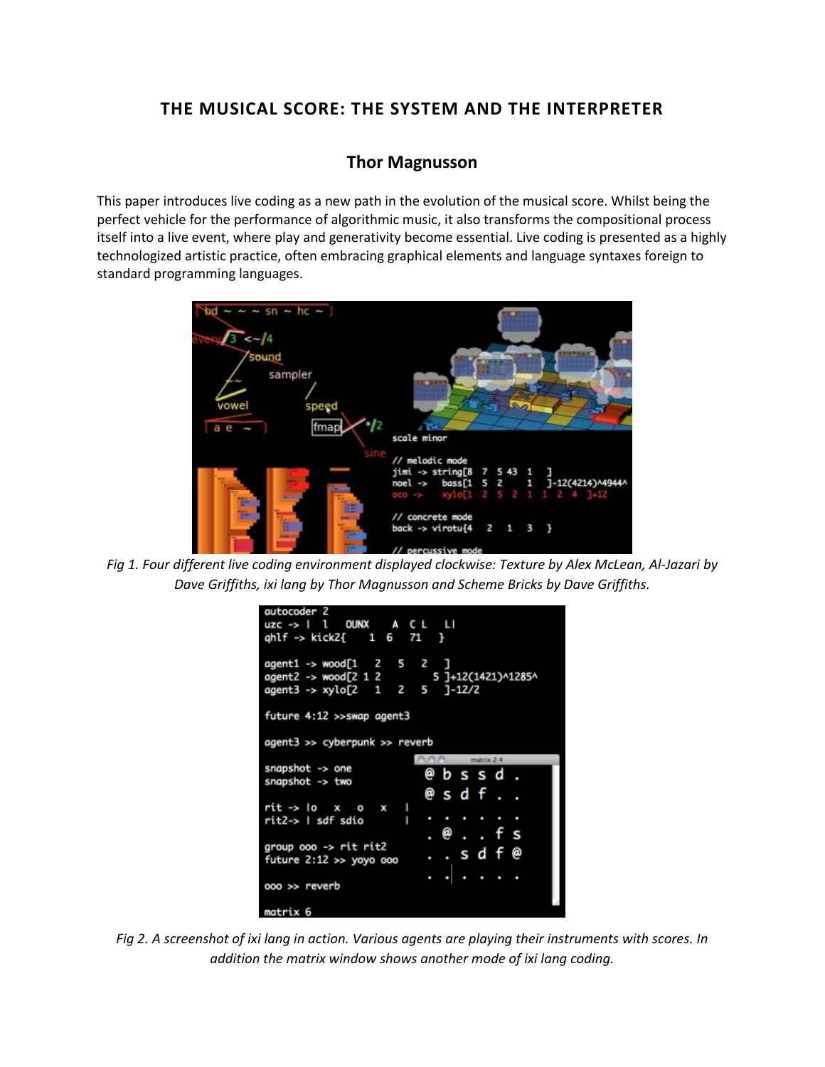# THE MUSICAL SCORE: THE SYSTEM AND THE INTERPRETER

## Thor Magnusson

This paper introduces live coding as a new path in the evolution of the musical score. Whilst being the perfect vehicle for the performance of algorithmic music, it also transforms the compositional process itself into a live event, where play and generativity become essential. Live coding is presented as a highly technologized artistic practice, often embracing graphical elements and language syntaxes foreign to standard programming languages.

*Fig 1. Four different live coding environment displayed clockwise: Texture by Alex McLean, Al-Jazari by Dave Griffiths, ixi lang by Thor Magnusson and Scheme Bricks by Dave Griffiths.*

*Fig 2. A screenshot of ixi lang in action. Various agents are playing their instruments with scores. In addition the matrix window shows another mode of ixi lang coding.*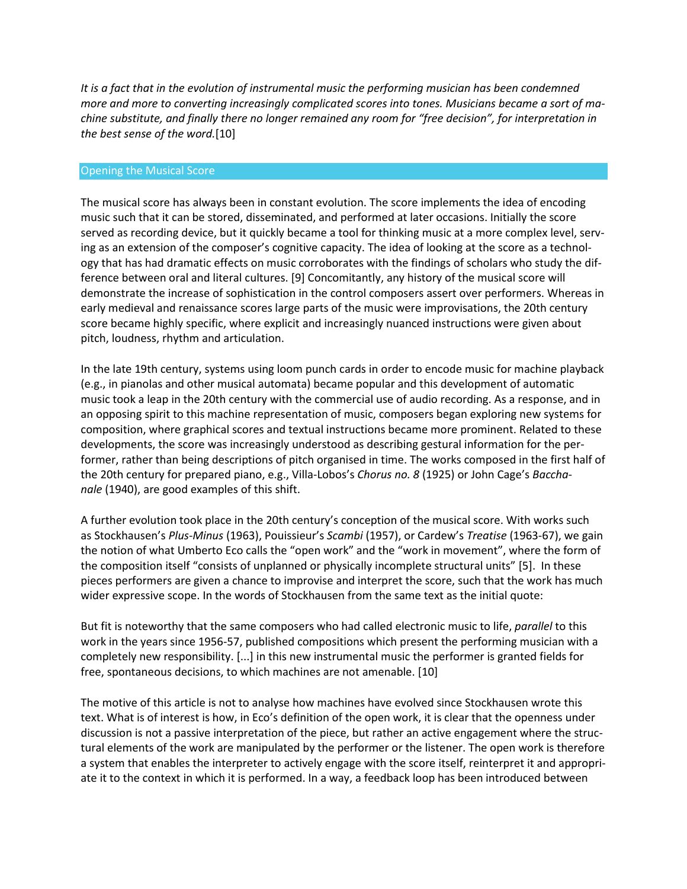*It is a fact that in the evolution of instrumental music the performing musician has been condemned more and more to converting increasingly complicated scores into tones. Musicians became a sort of machine substitute, and finally there no longer remained any room for "free decision", for interpretation in the best sense of the word.*[10]

## Opening the Musical Score

The musical score has always been in constant evolution. The score implements the idea of encoding music such that it can be stored, disseminated, and performed at later occasions. Initially the score served as recording device, but it quickly became a tool for thinking music at a more complex level, serving as an extension of the composer's cognitive capacity. The idea of looking at the score as a technology that has had dramatic effects on music corroborates with the findings of scholars who study the difference between oral and literal cultures. [9] Concomitantly, any history of the musical score will demonstrate the increase of sophistication in the control composers assert over performers. Whereas in early medieval and renaissance scores large parts of the music were improvisations, the 20th century score became highly specific, where explicit and increasingly nuanced instructions were given about pitch, loudness, rhythm and articulation.

In the late 19th century, systems using loom punch cards in order to encode music for machine playback (e.g., in pianolas and other musical automata) became popular and this development of automatic music took a leap in the 20th century with the commercial use of audio recording. As a response, and in an opposing spirit to this machine representation of music, composers began exploring new systems for composition, where graphical scores and textual instructions became more prominent. Related to these developments, the score was increasingly understood as describing gestural information for the performer, rather than being descriptions of pitch organised in time. The works composed in the first half of the 20th century for prepared piano, e.g., Villa-Lobos's *Chorus no. 8* (1925) or John Cage's *Bacchanale* (1940), are good examples of this shift.

A further evolution took place in the 20th century's conception of the musical score. With works such as Stockhausen's *Plus-Minus* (1963), Pouissieur's *Scambi* (1957), or Cardew's *Treatise* (1963-67), we gain the notion of what Umberto Eco calls the "open work" and the "work in movement", where the form of the composition itself "consists of unplanned or physically incomplete structural units" [5]. In these pieces performers are given a chance to improvise and interpret the score, such that the work has much wider expressive scope. In the words of Stockhausen from the same text as the initial quote:

But fit is noteworthy that the same composers who had called electronic music to life, *parallel* to this work in the years since 1956-57, published compositions which present the performing musician with a completely new responsibility. [...] in this new instrumental music the performer is granted fields for free, spontaneous decisions, to which machines are not amenable. [10]

The motive of this article is not to analyse how machines have evolved since Stockhausen wrote this text. What is of interest is how, in Eco's definition of the open work, it is clear that the openness under discussion is not a passive interpretation of the piece, but rather an active engagement where the structural elements of the work are manipulated by the performer or the listener. The open work is therefore a system that enables the interpreter to actively engage with the score itself, reinterpret it and appropriate it to the context in which it is performed. In a way, a feedback loop has been introduced between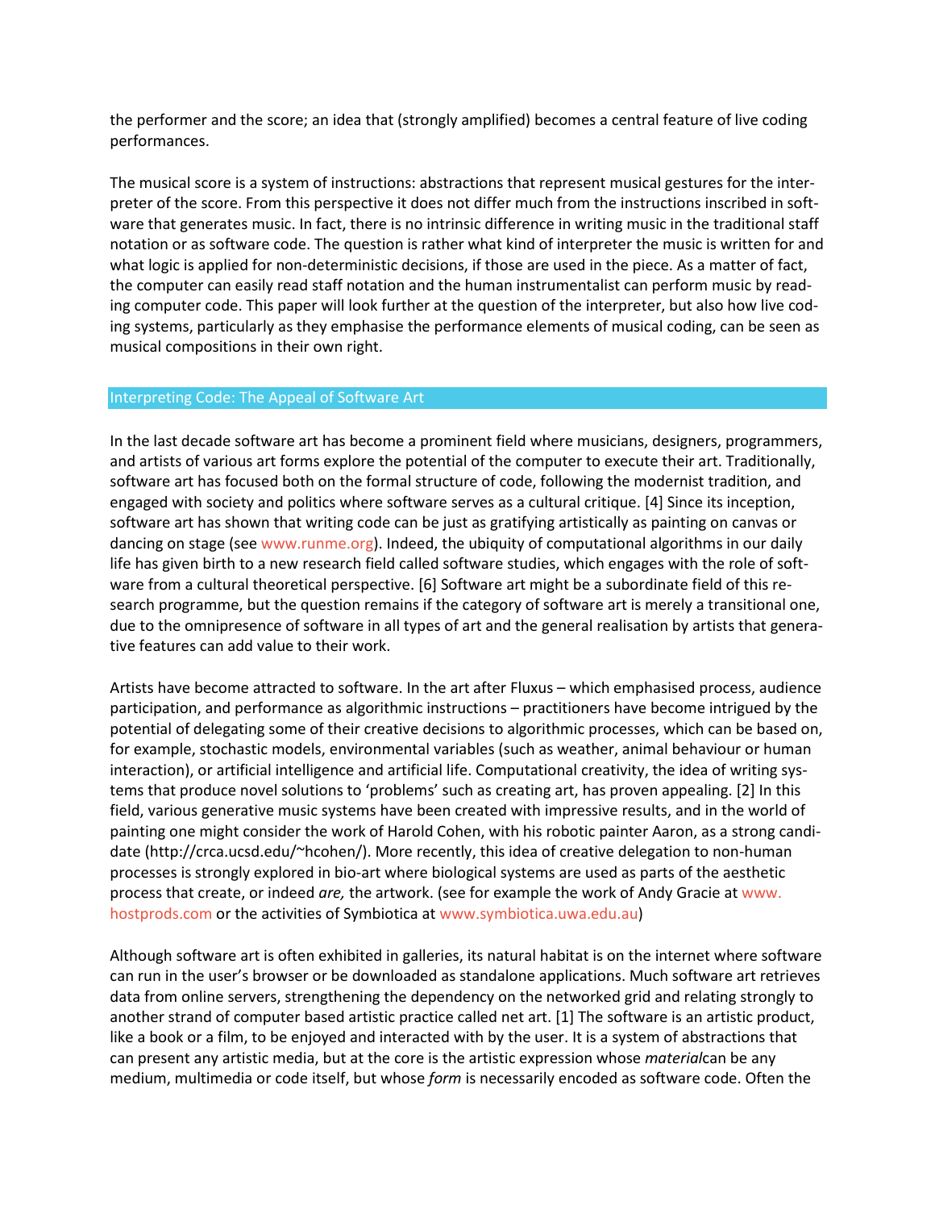the performer and the score; an idea that (strongly amplified) becomes a central feature of live coding performances.

The musical score is a system of instructions: abstractions that represent musical gestures for the interpreter of the score. From this perspective it does not differ much from the instructions inscribed in software that generates music. In fact, there is no intrinsic difference in writing music in the traditional staff notation or as software code. The question is rather what kind of interpreter the music is written for and what logic is applied for non-deterministic decisions, if those are used in the piece. As a matter of fact, the computer can easily read staff notation and the human instrumentalist can perform music by reading computer code. This paper will look further at the question of the interpreter, but also how live coding systems, particularly as they emphasise the performance elements of musical coding, can be seen as musical compositions in their own right.

## Interpreting Code: The Appeal of Software Art

In the last decade software art has become a prominent field where musicians, designers, programmers, and artists of various art forms explore the potential of the computer to execute their art. Traditionally, software art has focused both on the formal structure of code, following the modernist tradition, and engaged with society and politics where software serves as a cultural critique. [4] Since its inception, software art has shown that writing code can be just as gratifying artistically as painting on canvas or dancing on stage (see www.runme.org). Indeed, the ubiquity of computational algorithms in our daily life has given birth to a new research field called software studies, which engages with the role of software from a cultural theoretical perspective. [6] Software art might be a subordinate field of this research programme, but the question remains if the category of software art is merely a transitional one, due to the omnipresence of software in all types of art and the general realisation by artists that generative features can add value to their work.

Artists have become attracted to software. In the art after Fluxus – which emphasised process, audience participation, and performance as algorithmic instructions – practitioners have become intrigued by the potential of delegating some of their creative decisions to algorithmic processes, which can be based on, for example, stochastic models, environmental variables (such as weather, animal behaviour or human interaction), or artificial intelligence and artificial life. Computational creativity, the idea of writing systems that produce novel solutions to 'problems' such as creating art, has proven appealing. [2] In this field, various generative music systems have been created with impressive results, and in the world of painting one might consider the work of Harold Cohen, with his robotic painter Aaron, as a strong candidate (http://crca.ucsd.edu/~hcohen/). More recently, this idea of creative delegation to non-human processes is strongly explored in bio-art where biological systems are used as parts of the aesthetic process that create, or indeed *are,* the artwork. (see for example the work of Andy Gracie at www.hostprods.com or the activities of Symbiotica at www.symbiotica.uwa.edu.au)

Although software art is often exhibited in galleries, its natural habitat is on the internet where software can run in the user's browser or be downloaded as standalone applications. Much software art retrieves data from online servers, strengthening the dependency on the networked grid and relating strongly to another strand of computer based artistic practice called net art. [1] The software is an artistic product, like a book or a film, to be enjoyed and interacted with by the user. It is a system of abstractions that can present any artistic media, but at the core is the artistic expression whose *material* can be any medium, multimedia or code itself, but whose *form* is necessarily encoded as software code. Often the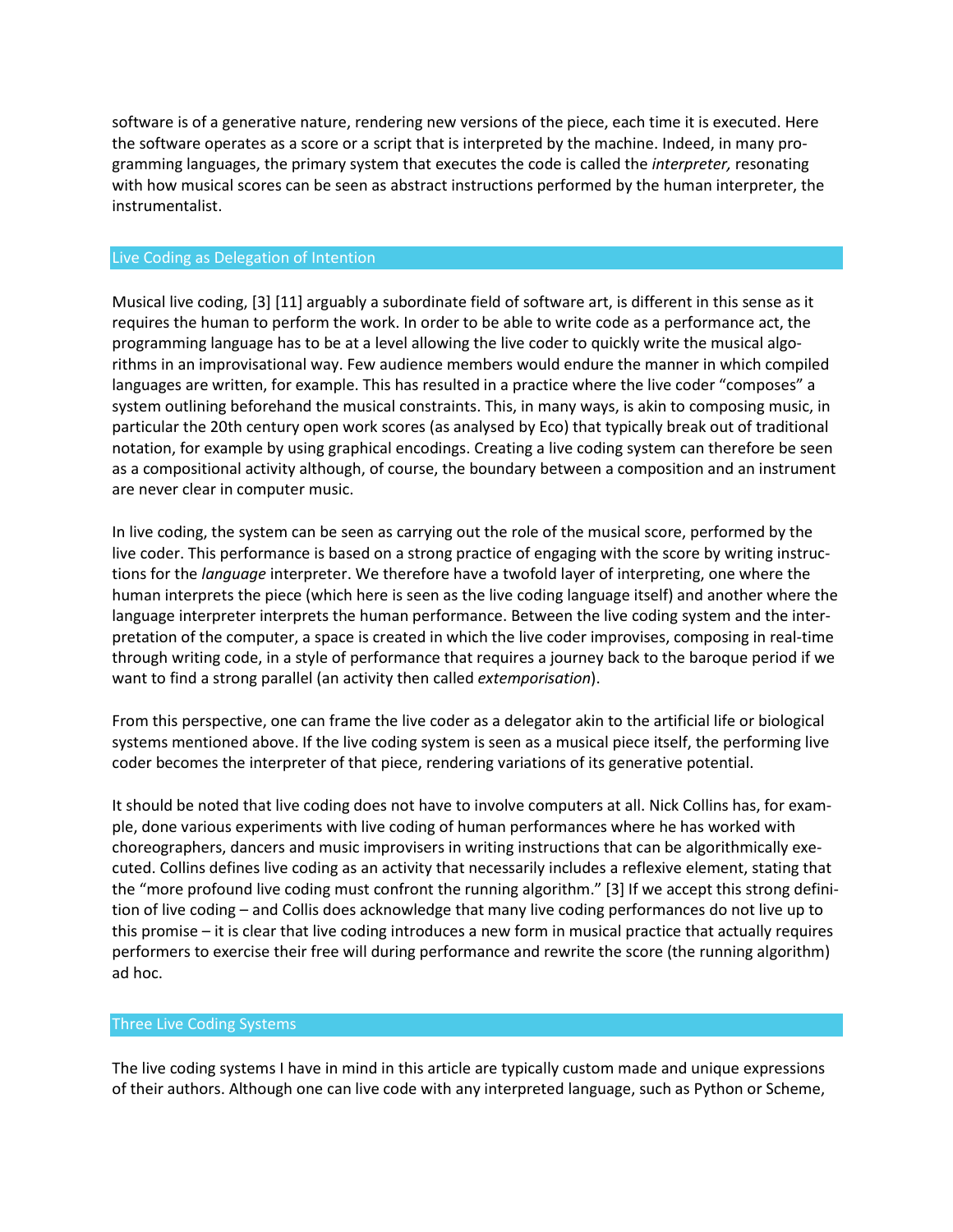software is of a generative nature, rendering new versions of the piece, each time it is executed. Here the software operates as a score or a script that is interpreted by the machine. Indeed, in many programming languages, the primary system that executes the code is called the *interpreter,* resonating with how musical scores can be seen as abstract instructions performed by the human interpreter, the instrumentalist.

## Live Coding as Delegation of Intention

Musical live coding, [3] [11] arguably a subordinate field of software art, is different in this sense as it requires the human to perform the work. In order to be able to write code as a performance act, the programming language has to be at a level allowing the live coder to quickly write the musical algorithms in an improvisational way. Few audience members would endure the manner in which compiled languages are written, for example. This has resulted in a practice where the live coder "composes" a system outlining beforehand the musical constraints. This, in many ways, is akin to composing music, in particular the 20th century open work scores (as analysed by Eco) that typically break out of traditional notation, for example by using graphical encodings. Creating a live coding system can therefore be seen as a compositional activity although, of course, the boundary between a composition and an instrument are never clear in computer music.

In live coding, the system can be seen as carrying out the role of the musical score, performed by the live coder. This performance is based on a strong practice of engaging with the score by writing instructions for the *language* interpreter. We therefore have a twofold layer of interpreting, one where the human interprets the piece (which here is seen as the live coding language itself) and another where the language interpreter interprets the human performance. Between the live coding system and the interpretation of the computer, a space is created in which the live coder improvises, composing in real-time through writing code, in a style of performance that requires a journey back to the baroque period if we want to find a strong parallel (an activity then called *extemporisation*).

From this perspective, one can frame the live coder as a delegator akin to the artificial life or biological systems mentioned above. If the live coding system is seen as a musical piece itself, the performing live coder becomes the interpreter of that piece, rendering variations of its generative potential.

It should be noted that live coding does not have to involve computers at all. Nick Collins has, for example, done various experiments with live coding of human performances where he has worked with choreographers, dancers and music improvisers in writing instructions that can be algorithmically executed. Collins defines live coding as an activity that necessarily includes a reflexive element, stating that the "more profound live coding must confront the running algorithm." [3] If we accept this strong definition of live coding – and Collis does acknowledge that many live coding performances do not live up to this promise – it is clear that live coding introduces a new form in musical practice that actually requires performers to exercise their free will during performance and rewrite the score (the running algorithm) ad hoc.

## Three Live Coding Systems

The live coding systems I have in mind in this article are typically custom made and unique expressions of their authors. Although one can live code with any interpreted language, such as Python or Scheme,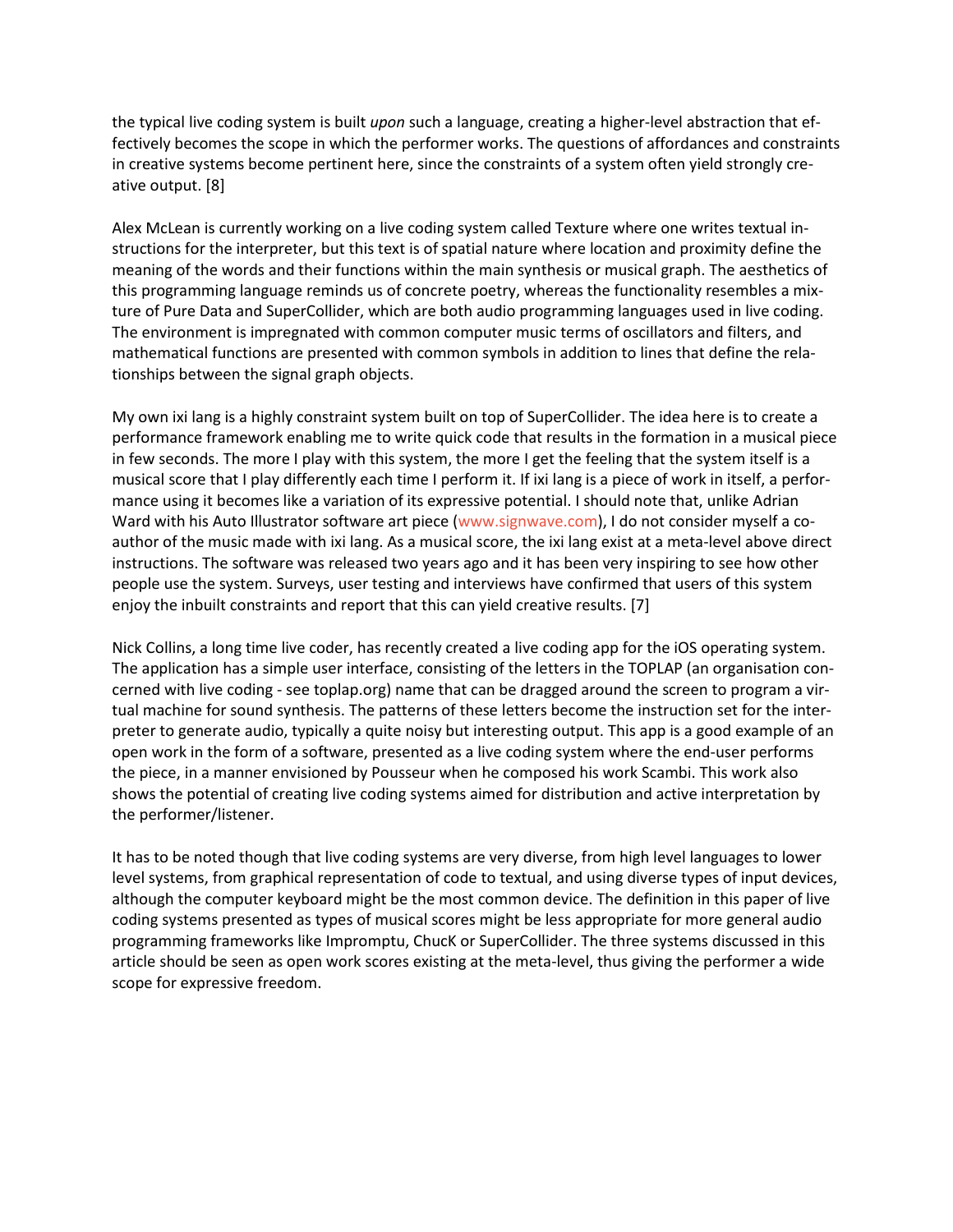the typical live coding system is built *upon* such a language, creating a higher-level abstraction that effectively becomes the scope in which the performer works. The questions of affordances and constraints in creative systems become pertinent here, since the constraints of a system often yield strongly creative output. [8]

Alex McLean is currently working on a live coding system called Texture where one writes textual instructions for the interpreter, but this text is of spatial nature where location and proximity define the meaning of the words and their functions within the main synthesis or musical graph. The aesthetics of this programming language reminds us of concrete poetry, whereas the functionality resembles a mixture of Pure Data and SuperCollider, which are both audio programming languages used in live coding. The environment is impregnated with common computer music terms of oscillators and filters, and mathematical functions are presented with common symbols in addition to lines that define the relationships between the signal graph objects.

My own ixi lang is a highly constraint system built on top of SuperCollider. The idea here is to create a performance framework enabling me to write quick code that results in the formation in a musical piece in few seconds. The more I play with this system, the more I get the feeling that the system itself is a musical score that I play differently each time I perform it. If ixi lang is a piece of work in itself, a performance using it becomes like a variation of its expressive potential. I should note that, unlike Adrian Ward with his Auto Illustrator software art piece (www.signwave.com), I do not consider myself a co-author of the music made with ixi lang. As a musical score, the ixi lang exist at a meta-level above direct instructions. The software was released two years ago and it has been very inspiring to see how other people use the system. Surveys, user testing and interviews have confirmed that users of this system enjoy the inbuilt constraints and report that this can yield creative results. [7]

Nick Collins, a long time live coder, has recently created a live coding app for the iOS operating system. The application has a simple user interface, consisting of the letters in the TOPLAP (an organisation concerned with live coding - see toplap.org) name that can be dragged around the screen to program a virtual machine for sound synthesis. The patterns of these letters become the instruction set for the interpreter to generate audio, typically a quite noisy but interesting output. This app is a good example of an open work in the form of a software, presented as a live coding system where the end-user performs the piece, in a manner envisioned by Pousseur when he composed his work Scambi. This work also shows the potential of creating live coding systems aimed for distribution and active interpretation by the performer/listener.

It has to be noted though that live coding systems are very diverse, from high level languages to lower level systems, from graphical representation of code to textual, and using diverse types of input devices, although the computer keyboard might be the most common device. The definition in this paper of live coding systems presented as types of musical scores might be less appropriate for more general audio programming frameworks like Impromptu, ChucK or SuperCollider. The three systems discussed in this article should be seen as open work scores existing at the meta-level, thus giving the performer a wide scope for expressive freedom.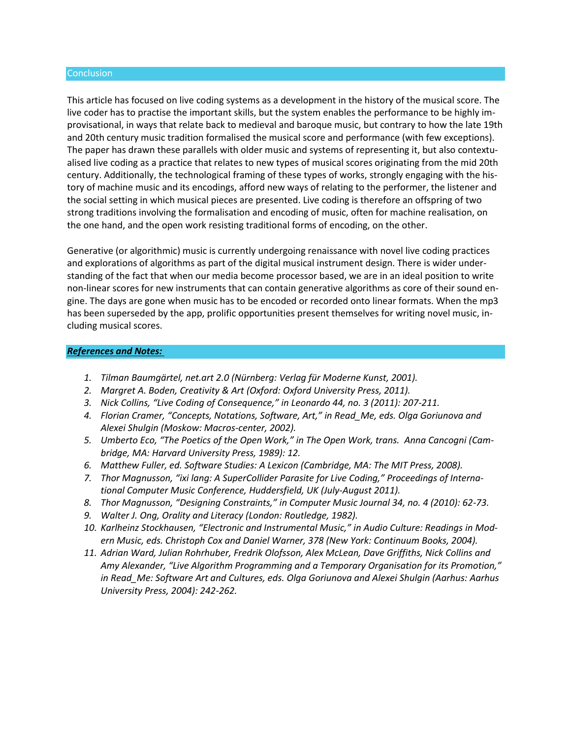## Conclusion

This article has focused on live coding systems as a development in the history of the musical score. The live coder has to practise the important skills, but the system enables the performance to be highly improvisational, in ways that relate back to medieval and baroque music, but contrary to how the late 19th and 20th century music tradition formalised the musical score and performance (with few exceptions). The paper has drawn these parallels with older music and systems of representing it, but also contextualised live coding as a practice that relates to new types of musical scores originating from the mid 20th century. Additionally, the technological framing of these types of works, strongly engaging with the history of machine music and its encodings, afford new ways of relating to the performer, the listener and the social setting in which musical pieces are presented. Live coding is therefore an offspring of two strong traditions involving the formalisation and encoding of music, often for machine realisation, on the one hand, and the open work resisting traditional forms of encoding, on the other.

Generative (or algorithmic) music is currently undergoing renaissance with novel live coding practices and explorations of algorithms as part of the digital musical instrument design. There is wider understanding of the fact that when our media become processor based, we are in an ideal position to write non-linear scores for new instruments that can contain generative algorithms as core of their sound engine. The days are gone when music has to be encoded or recorded onto linear formats. When the mp3 has been superseded by the app, prolific opportunities present themselves for writing novel music, including musical scores.

## *References and Notes:*

1. *Tilman Baumgärtel, net.art 2.0 (Nürnberg: Verlag für Moderne Kunst, 2001).*
2. *Margret A. Boden, Creativity & Art (Oxford: Oxford University Press, 2011).*
3. *Nick Collins, “Live Coding of Consequence,” in Leonardo 44, no. 3 (2011): 207-211.*
4. *Florian Cramer, “Concepts, Notations, Software, Art,” in Read_Me, eds. Olga Goriunova and Alexei Shulgin (Moskow: Macros-center, 2002).*
5. *Umberto Eco, “The Poetics of the Open Work,” in The Open Work, trans. Anna Cancogni (Cambridge, MA: Harvard University Press, 1989): 12.*
6. *Matthew Fuller, ed. Software Studies: A Lexicon (Cambridge, MA: The MIT Press, 2008).*
7. *Thor Magnusson, “ixi lang: A SuperCollider Parasite for Live Coding,” Proceedings of International Computer Music Conference, Huddersfield, UK (July-August 2011).*
8. *Thor Magnusson, “Designing Constraints,” in Computer Music Journal 34, no. 4 (2010): 62-73.*
9. *Walter J. Ong, Orality and Literacy (London: Routledge, 1982).*
10. *Karlheinz Stockhausen, “Electronic and Instrumental Music,” in Audio Culture: Readings in Modern Music, eds. Christoph Cox and Daniel Warner, 378 (New York: Continuum Books, 2004).*
11. *Adrian Ward, Julian Rohrhuber, Fredrik Olofsson, Alex McLean, Dave Griffiths, Nick Collins and Amy Alexander, “Live Algorithm Programming and a Temporary Organisation for its Promotion,” in Read_Me: Software Art and Cultures, eds. Olga Goriunova and Alexei Shulgin (Aarhus: Aarhus University Press, 2004): 242-262.*